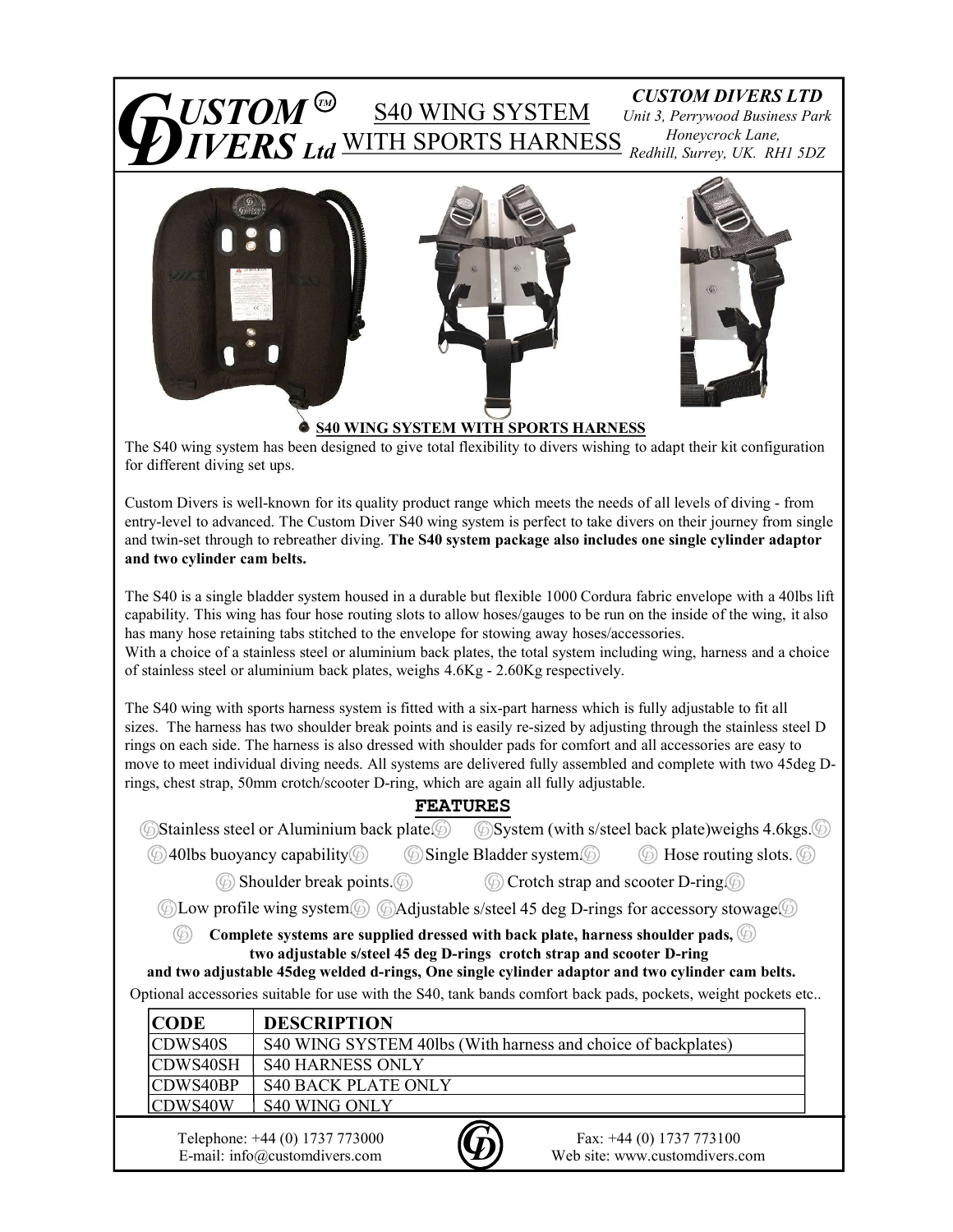# CUSTOM™ DIVERS Ltd

## S40 WING SYSTEM WITH SPORTS HARNESS

***CUSTOM DIVERS LTD***
*Unit 3, Perrywood Business Park*
*Honeycrock Lane,*
*Redhill, Surrey, UK. RH1 5DZ*

**S40 WING SYSTEM WITH SPORTS HARNESS**

The S40 wing system has been designed to give total flexibility to divers wishing to adapt their kit configuration for different diving set ups.

Custom Divers is well-known for its quality product range which meets the needs of all levels of diving - from entry-level to advanced. The Custom Diver S40 wing system is perfect to take divers on their journey from single and twin-set through to rebreather diving. **The S40 system package also includes one single cylinder adaptor and two cylinder cam belts.**

The S40 is a single bladder system housed in a durable but flexible 1000 Cordura fabric envelope with a 40lbs lift capability. This wing has four hose routing slots to allow hoses/gauges to be run on the inside of the wing, it also has many hose retaining tabs stitched to the envelope for stowing away hoses/accessories.
With a choice of a stainless steel or aluminium back plates, the total system including wing, harness and a choice of stainless steel or aluminium back plates, weighs 4.6Kg - 2.60Kg respectively.

The S40 wing with sports harness system is fitted with a six-part harness which is fully adjustable to fit all sizes. The harness has two shoulder break points and is easily re-sized by adjusting through the stainless steel D rings on each side. The harness is also dressed with shoulder pads for comfort and all accessories are easy to move to meet individual diving needs. All systems are delivered fully assembled and complete with two 45deg D-rings, chest strap, 50mm crotch/scooter D-ring, which are again all fully adjustable.

### FEATURES

- Stainless steel or Aluminium back plate.
- System (with s/steel back plate)weighs 4.6kgs.
- 40lbs buoyancy capability
- Single Bladder system.
- Hose routing slots.
- Shoulder break points.
- Crotch strap and scooter D-ring.
- Low profile wing system.
- Adjustable s/steel 45 deg D-rings for accessory stowage.

**Complete systems are supplied dressed with back plate, harness shoulder pads, two adjustable s/steel 45 deg D-rings crotch strap and scooter D-ring and two adjustable 45deg welded d-rings, One single cylinder adaptor and two cylinder cam belts.**

Optional accessories suitable for use with the S40, tank bands comfort back pads, pockets, weight pockets etc..

| CODE | DESCRIPTION |
|---|---|
| CDWS40S | S40 WING SYSTEM 40lbs (With harness and choice of backplates) |
| CDWS40SH | S40 HARNESS ONLY |
| CDWS40BP | S40 BACK PLATE ONLY |
| CDWS40W | S40 WING ONLY |

Telephone: +44 (0) 1737 773000
E-mail: info@customdivers.com

Fax: +44 (0) 1737 773100
Web site: www.customdivers.com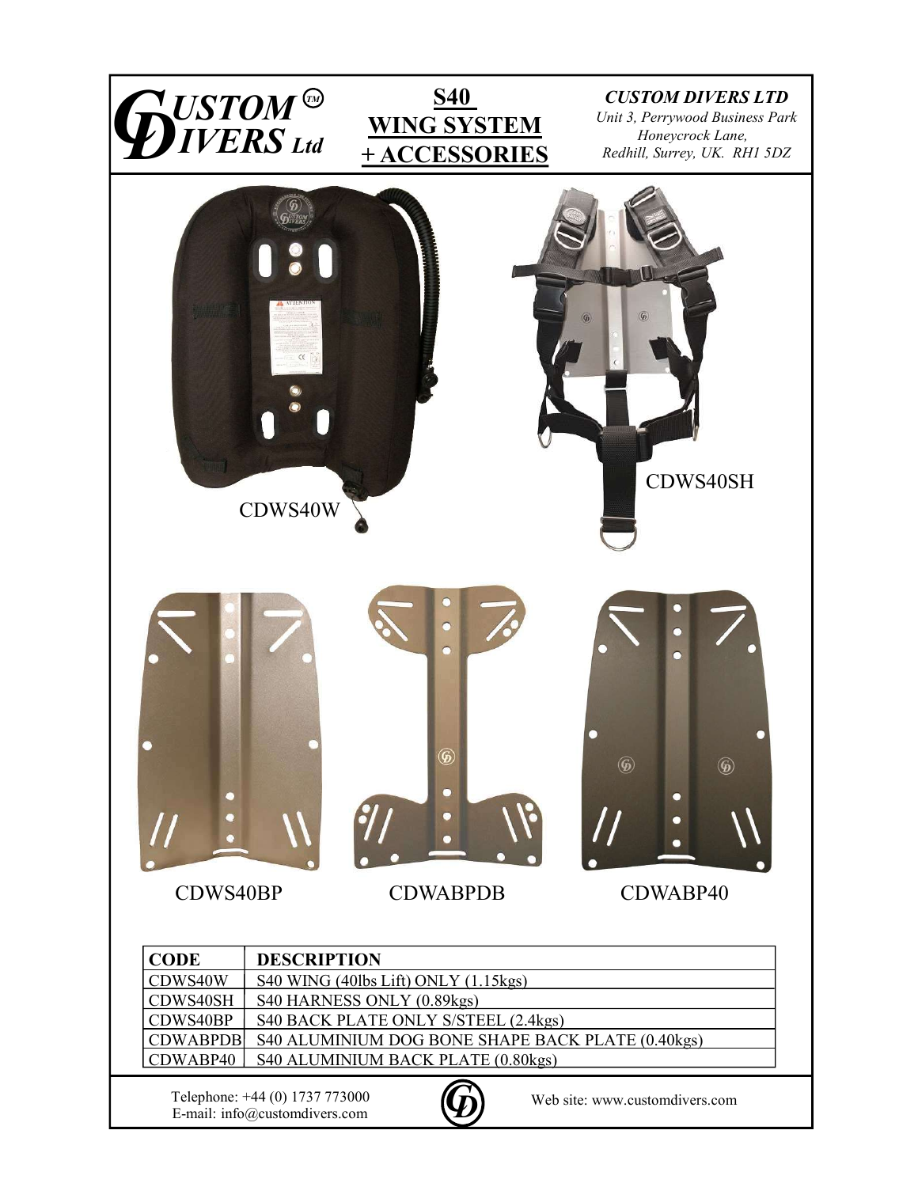# CUSTOM DIVERS Ltd

## S40 WING SYSTEM + ACCESSORIES

*CUSTOM DIVERS LTD*
*Unit 3, Perrywood Business Park*
*Honeycrock Lane,*
*Redhill, Surrey, UK. RH1 5DZ*

CDWS40W

CDWS40SH

CDWS40BP

CDWABPDB

CDWABP40

| CODE | DESCRIPTION |
| --- | --- |
| CDWS40W | S40 WING (40lbs Lift) ONLY (1.15kgs) |
| CDWS40SH | S40 HARNESS ONLY (0.89kgs) |
| CDWS40BP | S40 BACK PLATE ONLY S/STEEL (2.4kgs) |
| CDWABPDB | S40 ALUMINIUM DOG BONE SHAPE BACK PLATE (0.40kgs) |
| CDWABP40 | S40 ALUMINIUM BACK PLATE (0.80kgs) |

Telephone: +44 (0) 1737 773000
E-mail: info@customdivers.com

Web site: www.customdivers.com